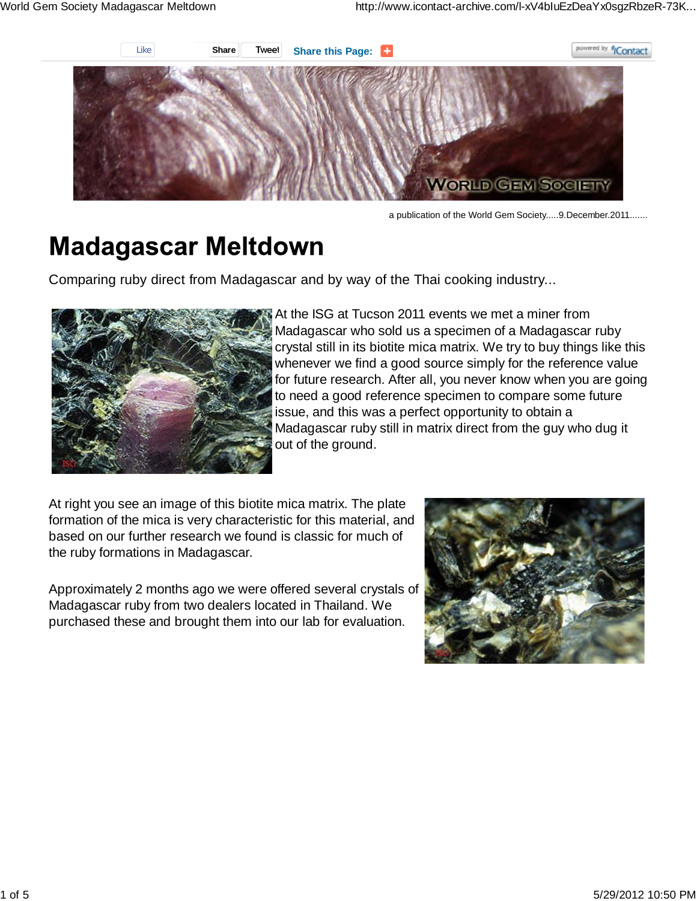a publication of the World Gem Society.....9.December.2011.......

# Madagascar Meltdown

Comparing ruby direct from Madagascar and by way of the Thai cooking industry...

At the ISG at Tucson 2011 events we met a miner from Madagascar who sold us a specimen of a Madagascar ruby crystal still in its biotite mica matrix. We try to buy things like this whenever we find a good source simply for the reference value for future research. After all, you never know when you are going to need a good reference specimen to compare some future issue, and this was a perfect opportunity to obtain a Madagascar ruby still in matrix direct from the guy who dug it out of the ground.

At right you see an image of this biotite mica matrix. The plate formation of the mica is very characteristic for this material, and based on our further research we found is classic for much of the ruby formations in Madagascar.

Approximately 2 months ago we were offered several crystals of Madagascar ruby from two dealers located in Thailand. We purchased these and brought them into our lab for evaluation.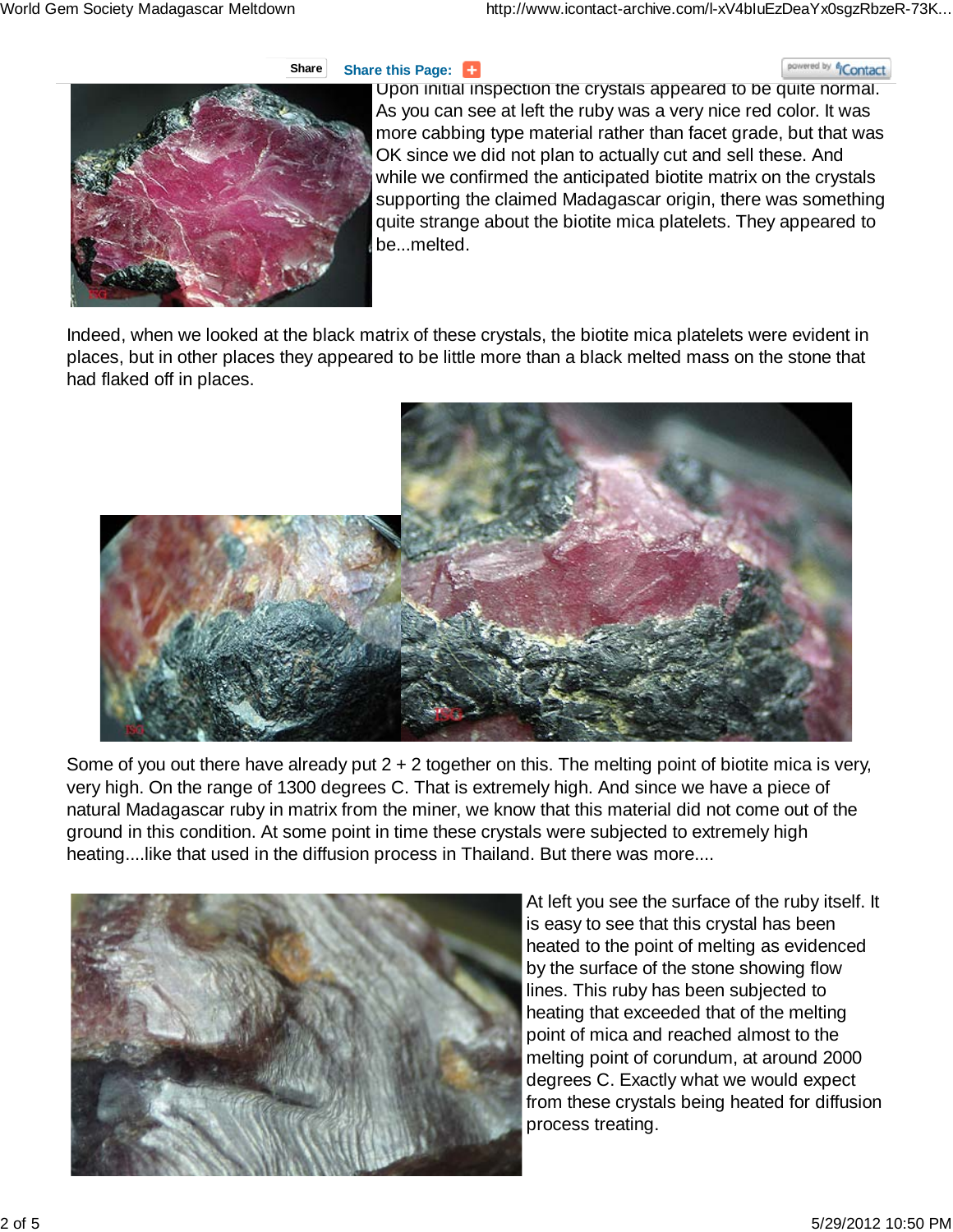Upon initial inspection the crystals appeared to be quite normal. As you can see at left the ruby was a very nice red color. It was more cabbing type material rather than facet grade, but that was OK since we did not plan to actually cut and sell these. And while we confirmed the anticipated biotite matrix on the crystals supporting the claimed Madagascar origin, there was something quite strange about the biotite mica platelets. They appeared to be...melted.

Indeed, when we looked at the black matrix of these crystals, the biotite mica platelets were evident in places, but in other places they appeared to be little more than a black melted mass on the stone that had flaked off in places.

Some of you out there have already put 2 + 2 together on this. The melting point of biotite mica is very, very high. On the range of 1300 degrees C. That is extremely high. And since we have a piece of natural Madagascar ruby in matrix from the miner, we know that this material did not come out of the ground in this condition. At some point in time these crystals were subjected to extremely high heating....like that used in the diffusion process in Thailand. But there was more....

At left you see the surface of the ruby itself. It is easy to see that this crystal has been heated to the point of melting as evidenced by the surface of the stone showing flow lines. This ruby has been subjected to heating that exceeded that of the melting point of mica and reached almost to the melting point of corundum, at around 2000 degrees C. Exactly what we would expect from these crystals being heated for diffusion process treating.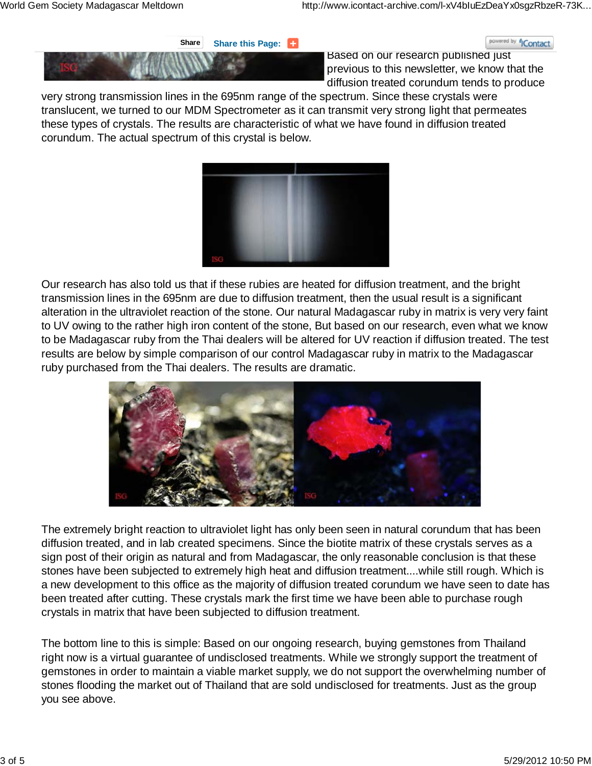Based on our research published just previous to this newsletter, we know that the diffusion treated corundum tends to produce very strong transmission lines in the 695nm range of the spectrum. Since these crystals were translucent, we turned to our MDM Spectrometer as it can transmit very strong light that permeates these types of crystals. The results are characteristic of what we have found in diffusion treated corundum. The actual spectrum of this crystal is below.

Our research has also told us that if these rubies are heated for diffusion treatment, and the bright transmission lines in the 695nm are due to diffusion treatment, then the usual result is a significant alteration in the ultraviolet reaction of the stone. Our natural Madagascar ruby in matrix is very very faint to UV owing to the rather high iron content of the stone, But based on our research, even what we know to be Madagascar ruby from the Thai dealers will be altered for UV reaction if diffusion treated. The test results are below by simple comparison of our control Madagascar ruby in matrix to the Madagascar ruby purchased from the Thai dealers. The results are dramatic.

The extremely bright reaction to ultraviolet light has only been seen in natural corundum that has been diffusion treated, and in lab created specimens. Since the biotite matrix of these crystals serves as a sign post of their origin as natural and from Madagascar, the only reasonable conclusion is that these stones have been subjected to extremely high heat and diffusion treatment....while still rough. Which is a new development to this office as the majority of diffusion treated corundum we have seen to date has been treated after cutting. These crystals mark the first time we have been able to purchase rough crystals in matrix that have been subjected to diffusion treatment.

The bottom line to this is simple: Based on our ongoing research, buying gemstones from Thailand right now is a virtual guarantee of undisclosed treatments. While we strongly support the treatment of gemstones in order to maintain a viable market supply, we do not support the overwhelming number of stones flooding the market out of Thailand that are sold undisclosed for treatments. Just as the group you see above.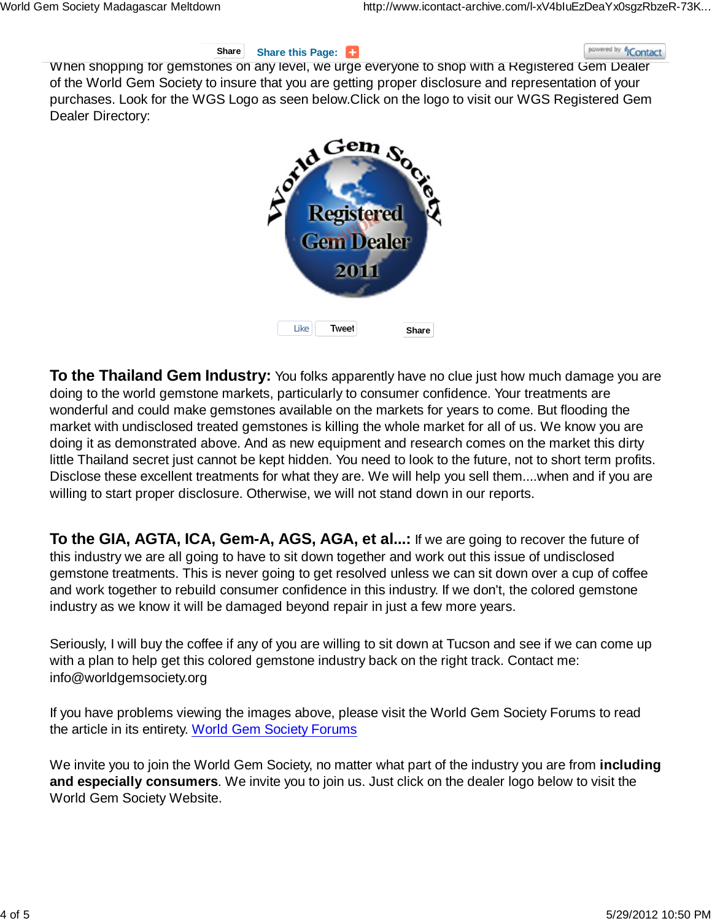When shopping for gemstones on any level, we urge everyone to shop with a Registered Gem Dealer of the World Gem Society to insure that you are getting proper disclosure and representation of your purchases. Look for the WGS Logo as seen below.Click on the logo to visit our WGS Registered Gem Dealer Directory:

**To the Thailand Gem Industry:** You folks apparently have no clue just how much damage you are doing to the world gemstone markets, particularly to consumer confidence. Your treatments are wonderful and could make gemstones available on the markets for years to come. But flooding the market with undisclosed treated gemstones is killing the whole market for all of us. We know you are doing it as demonstrated above. And as new equipment and research comes on the market this dirty little Thailand secret just cannot be kept hidden. You need to look to the future, not to short term profits. Disclose these excellent treatments for what they are. We will help you sell them....when and if you are willing to start proper disclosure. Otherwise, we will not stand down in our reports.

**To the GIA, AGTA, ICA, Gem-A, AGS, AGA, et al...:** If we are going to recover the future of this industry we are all going to have to sit down together and work out this issue of undisclosed gemstone treatments. This is never going to get resolved unless we can sit down over a cup of coffee and work together to rebuild consumer confidence in this industry. If we don't, the colored gemstone industry as we know it will be damaged beyond repair in just a few more years.

Seriously, I will buy the coffee if any of you are willing to sit down at Tucson and see if we can come up with a plan to help get this colored gemstone industry back on the right track. Contact me: info@worldgemsociety.org

If you have problems viewing the images above, please visit the World Gem Society Forums to read the article in its entirety. World Gem Society Forums

We invite you to join the World Gem Society, no matter what part of the industry you are from **including and especially consumers**. We invite you to join us. Just click on the dealer logo below to visit the World Gem Society Website.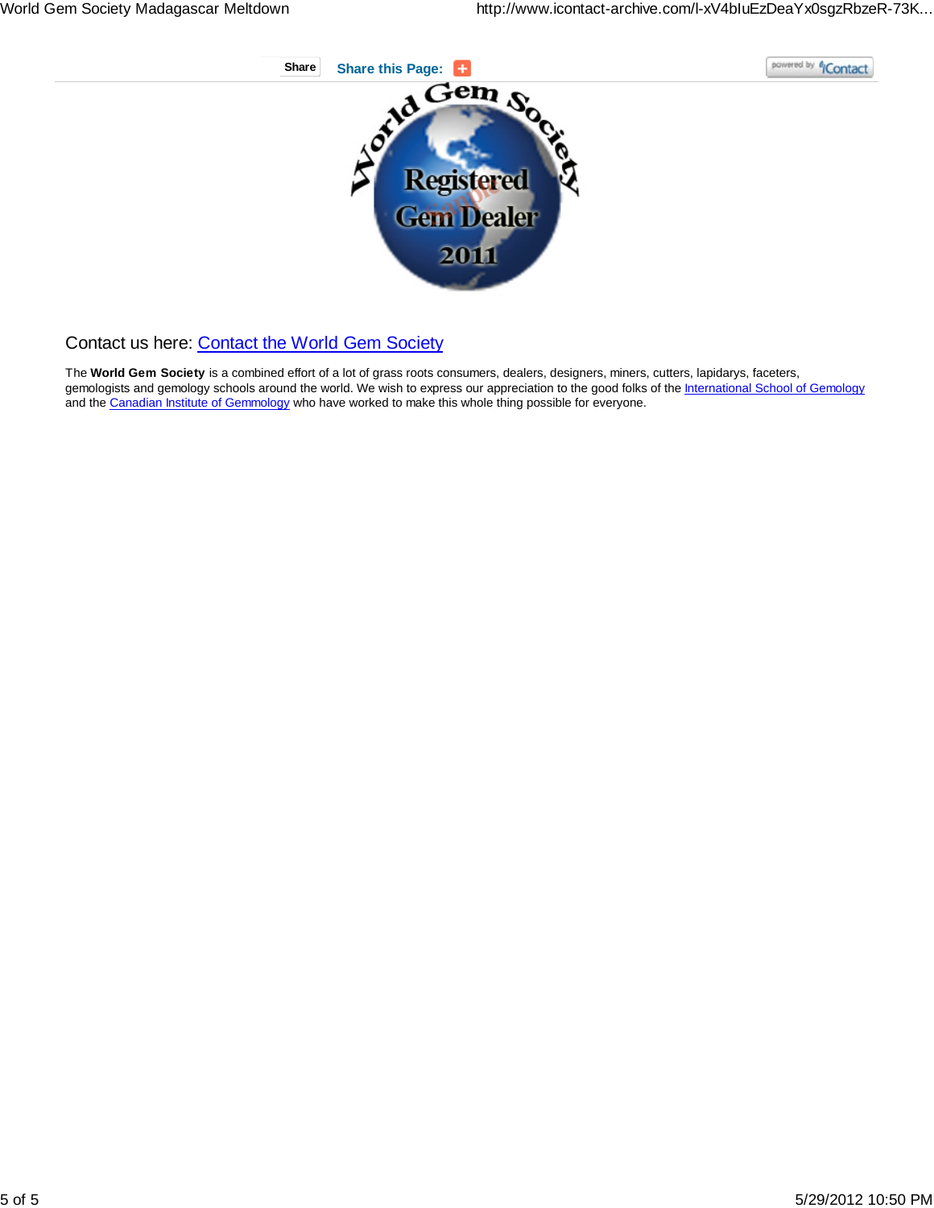Share | Share this Page:

Contact us here: Contact the World Gem Society

The **World Gem Society** is a combined effort of a lot of grass roots consumers, dealers, designers, miners, cutters, lapidarys, faceters, gemologists and gemology schools around the world. We wish to express our appreciation to the good folks of the International School of Gemology and the Canadian Institute of Gemmology who have worked to make this whole thing possible for everyone.